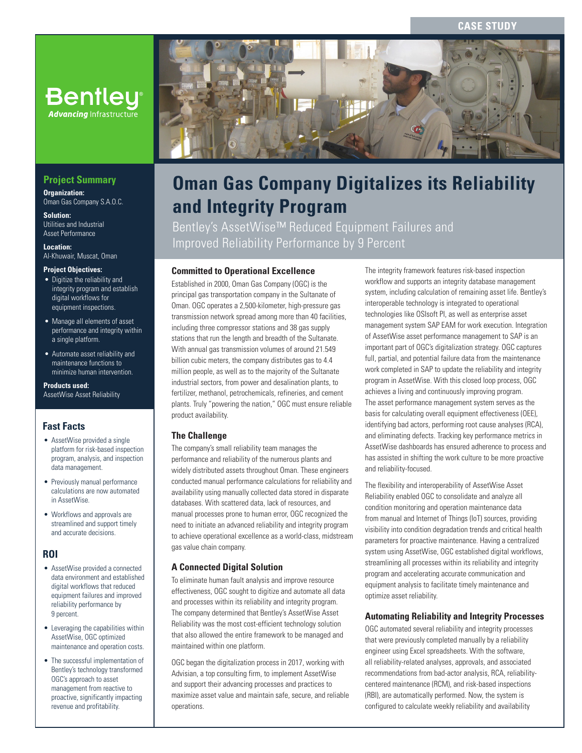CASE STUDY

# Oman Gas Company Digitalizes its Reliability and Integrity Program

Bentley's AssetWise™ Reduced Equipment Failures and Improved Reliability Performance by 9 Percent

## Project Summary

**Organization:**
Oman Gas Company S.A.O.C.

**Solution:**
Utilities and Industrial Asset Performance

**Location:**
Al-Khuwair, Muscat, Oman

**Project Objectives:**

- Digitize the reliability and integrity program and establish digital workflows for equipment inspections.
- Manage all elements of asset performance and integrity within a single platform.
- Automate asset reliability and maintenance functions to minimize human intervention.

**Products used:**
AssetWise Asset Reliability

## Fast Facts

- AssetWise provided a single platform for risk-based inspection program, analysis, and inspection data management.
- Previously manual performance calculations are now automated in AssetWise.
- Workflows and approvals are streamlined and support timely and accurate decisions.

## ROI

- AssetWise provided a connected data environment and established digital workflows that reduced equipment failures and improved reliability performance by 9 percent.
- Leveraging the capabilities within AssetWise, OGC optimized maintenance and operation costs.
- The successful implementation of Bentley's technology transformed OGC's approach to asset management from reactive to proactive, significantly impacting revenue and profitability.

### Committed to Operational Excellence

Established in 2000, Oman Gas Company (OGC) is the principal gas transportation company in the Sultanate of Oman. OGC operates a 2,500-kilometer, high-pressure gas transmission network spread among more than 40 facilities, including three compressor stations and 38 gas supply stations that run the length and breadth of the Sultanate. With annual gas transmission volumes of around 21.549 billion cubic meters, the company distributes gas to 4.4 million people, as well as to the majority of the Sultanate industrial sectors, from power and desalination plants, to fertilizer, methanol, petrochemicals, refineries, and cement plants. Truly "powering the nation," OGC must ensure reliable product availability.

### The Challenge

The company's small reliability team manages the performance and reliability of the numerous plants and widely distributed assets throughout Oman. These engineers conducted manual performance calculations for reliability and availability using manually collected data stored in disparate databases. With scattered data, lack of resources, and manual processes prone to human error, OGC recognized the need to initiate an advanced reliability and integrity program to achieve operational excellence as a world-class, midstream gas value chain company.

### A Connected Digital Solution

To eliminate human fault analysis and improve resource effectiveness, OGC sought to digitize and automate all data and processes within its reliability and integrity program. The company determined that Bentley's AssetWise Asset Reliability was the most cost-efficient technology solution that also allowed the entire framework to be managed and maintained within one platform.

OGC began the digitalization process in 2017, working with Advisian, a top consulting firm, to implement AssetWise and support their advancing processes and practices to maximize asset value and maintain safe, secure, and reliable operations.

The integrity framework features risk-based inspection workflow and supports an integrity database management system, including calculation of remaining asset life. Bentley's interoperable technology is integrated to operational technologies like OSIsoft PI, as well as enterprise asset management system SAP EAM for work execution. Integration of AssetWise asset performance management to SAP is an important part of OGC's digitalization strategy. OGC captures full, partial, and potential failure data from the maintenance work completed in SAP to update the reliability and integrity program in AssetWise. With this closed loop process, OGC achieves a living and continuously improving program. The asset performance management system serves as the basis for calculating overall equipment effectiveness (OEE), identifying bad actors, performing root cause analyses (RCA), and eliminating defects. Tracking key performance metrics in AssetWise dashboards has ensured adherence to process and has assisted in shifting the work culture to be more proactive and reliability-focused.

The flexibility and interoperability of AssetWise Asset Reliability enabled OGC to consolidate and analyze all condition monitoring and operation maintenance data from manual and Internet of Things (IoT) sources, providing visibility into condition degradation trends and critical health parameters for proactive maintenance. Having a centralized system using AssetWise, OGC established digital workflows, streamlining all processes within its reliability and integrity program and accelerating accurate communication and equipment analysis to facilitate timely maintenance and optimize asset reliability.

### Automating Reliability and Integrity Processes

OGC automated several reliability and integrity processes that were previously completed manually by a reliability engineer using Excel spreadsheets. With the software, all reliability-related analyses, approvals, and associated recommendations from bad-actor analysis, RCA, reliability-centered maintenance (RCM), and risk-based inspections (RBI), are automatically performed. Now, the system is configured to calculate weekly reliability and availability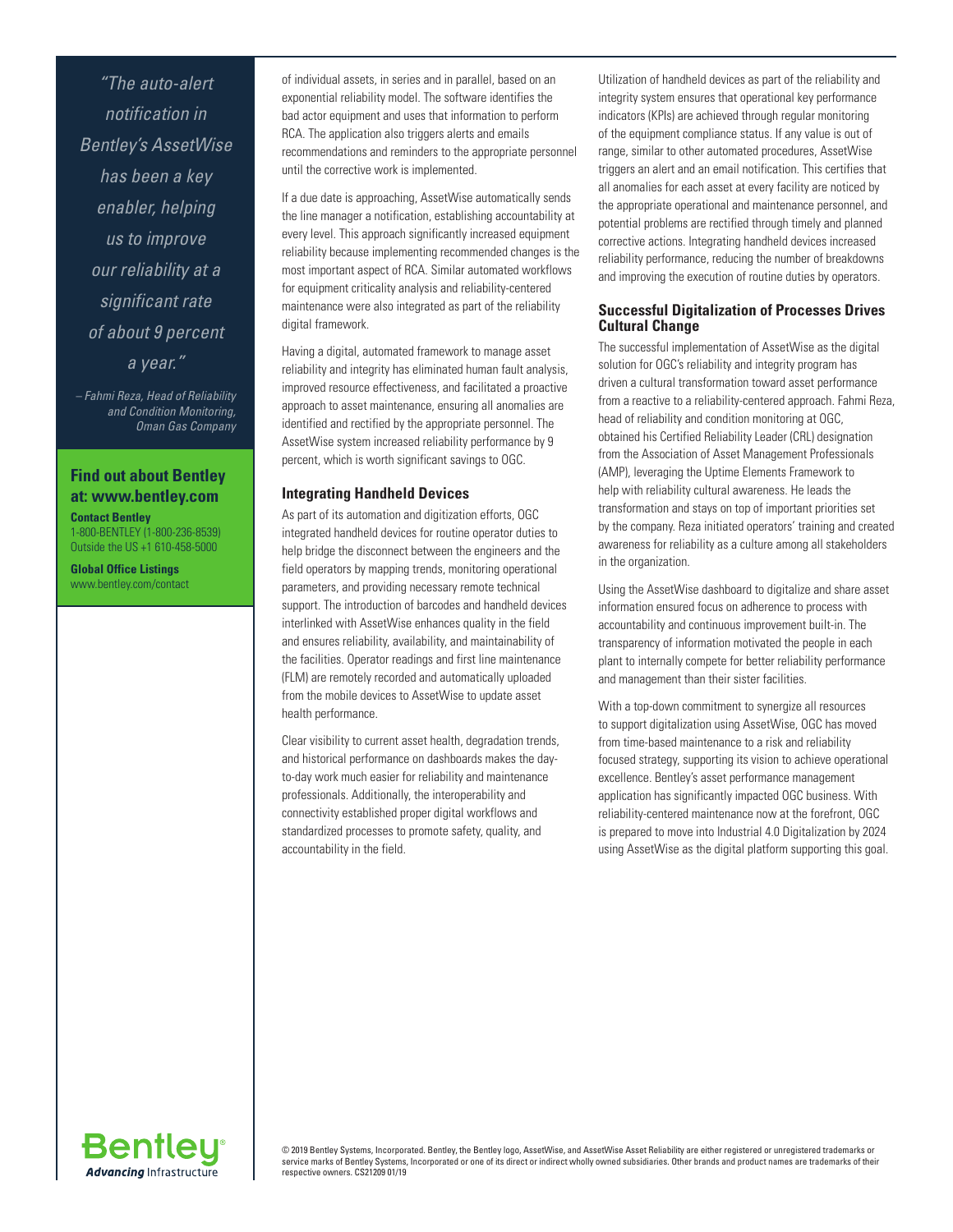*"The auto-alert notification in Bentley's AssetWise has been a key enabler, helping us to improve our reliability at a significant rate of about 9 percent a year."*

*– Fahmi Reza, Head of Reliability and Condition Monitoring, Oman Gas Company*

**Find out about Bentley at: www.bentley.com**

**Contact Bentley**
1-800-BENTLEY (1-800-236-8539)
Outside the US +1 610-458-5000

**Global Office Listings**
www.bentley.com/contact

of individual assets, in series and in parallel, based on an exponential reliability model. The software identifies the bad actor equipment and uses that information to perform RCA. The application also triggers alerts and emails recommendations and reminders to the appropriate personnel until the corrective work is implemented.

If a due date is approaching, AssetWise automatically sends the line manager a notification, establishing accountability at every level. This approach significantly increased equipment reliability because implementing recommended changes is the most important aspect of RCA. Similar automated workflows for equipment criticality analysis and reliability-centered maintenance were also integrated as part of the reliability digital framework.

Having a digital, automated framework to manage asset reliability and integrity has eliminated human fault analysis, improved resource effectiveness, and facilitated a proactive approach to asset maintenance, ensuring all anomalies are identified and rectified by the appropriate personnel. The AssetWise system increased reliability performance by 9 percent, which is worth significant savings to OGC.

### Integrating Handheld Devices

As part of its automation and digitization efforts, OGC integrated handheld devices for routine operator duties to help bridge the disconnect between the engineers and the field operators by mapping trends, monitoring operational parameters, and providing necessary remote technical support. The introduction of barcodes and handheld devices interlinked with AssetWise enhances quality in the field and ensures reliability, availability, and maintainability of the facilities. Operator readings and first line maintenance (FLM) are remotely recorded and automatically uploaded from the mobile devices to AssetWise to update asset health performance.

Clear visibility to current asset health, degradation trends, and historical performance on dashboards makes the day-to-day work much easier for reliability and maintenance professionals. Additionally, the interoperability and connectivity established proper digital workflows and standardized processes to promote safety, quality, and accountability in the field.

Utilization of handheld devices as part of the reliability and integrity system ensures that operational key performance indicators (KPIs) are achieved through regular monitoring of the equipment compliance status. If any value is out of range, similar to other automated procedures, AssetWise triggers an alert and an email notification. This certifies that all anomalies for each asset at every facility are noticed by the appropriate operational and maintenance personnel, and potential problems are rectified through timely and planned corrective actions. Integrating handheld devices increased reliability performance, reducing the number of breakdowns and improving the execution of routine duties by operators.

### Successful Digitalization of Processes Drives Cultural Change

The successful implementation of AssetWise as the digital solution for OGC's reliability and integrity program has driven a cultural transformation toward asset performance from a reactive to a reliability-centered approach. Fahmi Reza, head of reliability and condition monitoring at OGC, obtained his Certified Reliability Leader (CRL) designation from the Association of Asset Management Professionals (AMP), leveraging the Uptime Elements Framework to help with reliability cultural awareness. He leads the transformation and stays on top of important priorities set by the company. Reza initiated operators' training and created awareness for reliability as a culture among all stakeholders in the organization.

Using the AssetWise dashboard to digitalize and share asset information ensured focus on adherence to process with accountability and continuous improvement built-in. The transparency of information motivated the people in each plant to internally compete for better reliability performance and management than their sister facilities.

With a top-down commitment to synergize all resources to support digitalization using AssetWise, OGC has moved from time-based maintenance to a risk and reliability focused strategy, supporting its vision to achieve operational excellence. Bentley's asset performance management application has significantly impacted OGC business. With reliability-centered maintenance now at the forefront, OGC is prepared to move into Industrial 4.0 Digitalization by 2024 using AssetWise as the digital platform supporting this goal.

Bentley® Advancing Infrastructure

© 2019 Bentley Systems, Incorporated. Bentley, the Bentley logo, AssetWise, and AssetWise Asset Reliability are either registered or unregistered trademarks or service marks of Bentley Systems, Incorporated or one of its direct or indirect wholly owned subsidiaries. Other brands and product names are trademarks of their respective owners. CS21209 01/19